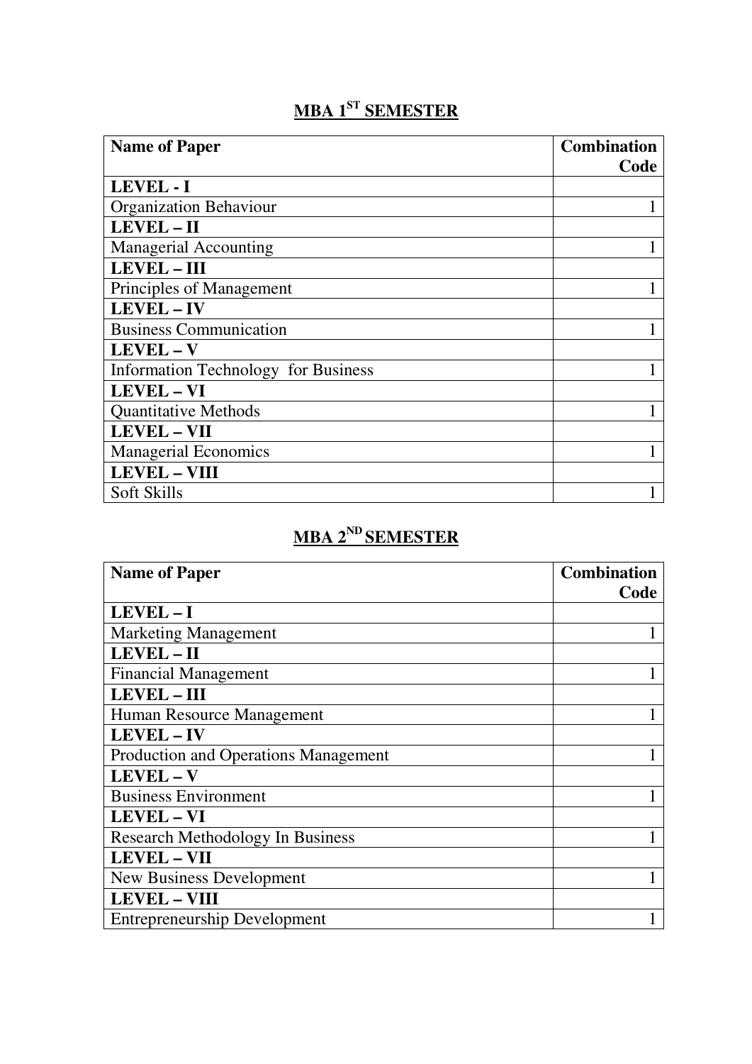## MBA 1ST SEMESTER

| Name of Paper | Combination Code |
|---|---|
| **LEVEL - I** | |
| Organization Behaviour | 1 |
| **LEVEL – II** | |
| Managerial Accounting | 1 |
| **LEVEL – III** | |
| Principles of Management | 1 |
| **LEVEL – IV** | |
| Business Communication | 1 |
| **LEVEL – V** | |
| Information Technology for Business | 1 |
| **LEVEL – VI** | |
| Quantitative Methods | 1 |
| **LEVEL – VII** | |
| Managerial Economics | 1 |
| **LEVEL – VIII** | |
| Soft Skills | 1 |

## MBA 2ND SEMESTER

| Name of Paper | Combination Code |
|---|---|
| **LEVEL – I** | |
| Marketing Management | 1 |
| **LEVEL – II** | |
| Financial Management | 1 |
| **LEVEL – III** | |
| Human Resource Management | 1 |
| **LEVEL – IV** | |
| Production and Operations Management | 1 |
| **LEVEL – V** | |
| Business Environment | 1 |
| **LEVEL – VI** | |
| Research Methodology In Business | 1 |
| **LEVEL – VII** | |
| New Business Development | 1 |
| **LEVEL – VIII** | |
| Entrepreneurship Development | 1 |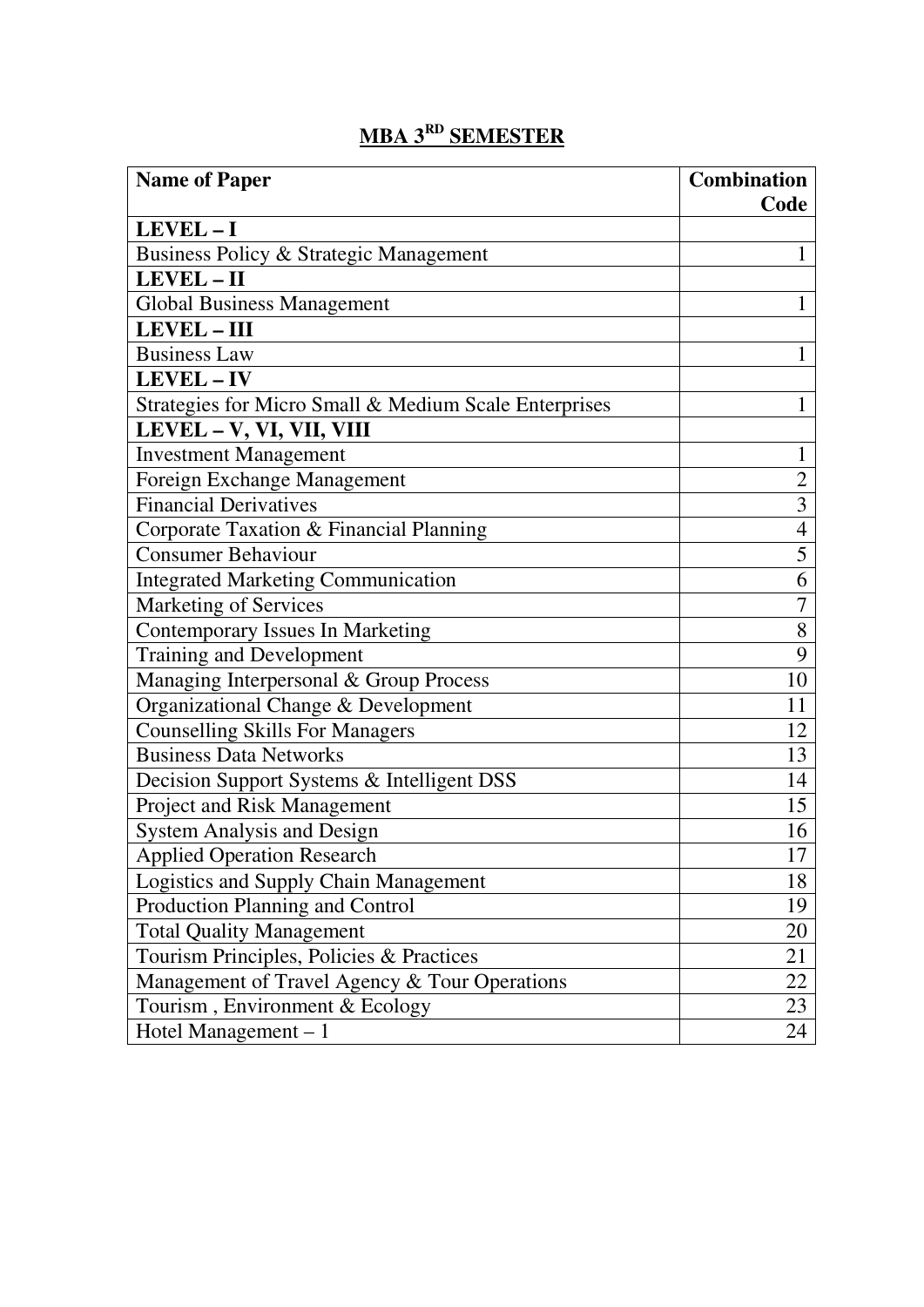# MBA 3RD SEMESTER

| Name of Paper | Combination Code |
|---|---|
| **LEVEL – I** | |
| Business Policy & Strategic Management | 1 |
| **LEVEL – II** | |
| Global Business Management | 1 |
| **LEVEL – III** | |
| Business Law | 1 |
| **LEVEL – IV** | |
| Strategies for Micro Small & Medium Scale Enterprises | 1 |
| **LEVEL – V, VI, VII, VIII** | |
| Investment Management | 1 |
| Foreign Exchange Management | 2 |
| Financial Derivatives | 3 |
| Corporate Taxation & Financial Planning | 4 |
| Consumer Behaviour | 5 |
| Integrated Marketing Communication | 6 |
| Marketing of Services | 7 |
| Contemporary Issues In Marketing | 8 |
| Training and Development | 9 |
| Managing Interpersonal & Group Process | 10 |
| Organizational Change & Development | 11 |
| Counselling Skills For Managers | 12 |
| Business Data Networks | 13 |
| Decision Support Systems & Intelligent DSS | 14 |
| Project and Risk Management | 15 |
| System Analysis and Design | 16 |
| Applied Operation Research | 17 |
| Logistics and Supply Chain Management | 18 |
| Production Planning and Control | 19 |
| Total Quality Management | 20 |
| Tourism Principles, Policies & Practices | 21 |
| Management of Travel Agency & Tour Operations | 22 |
| Tourism , Environment & Ecology | 23 |
| Hotel Management – 1 | 24 |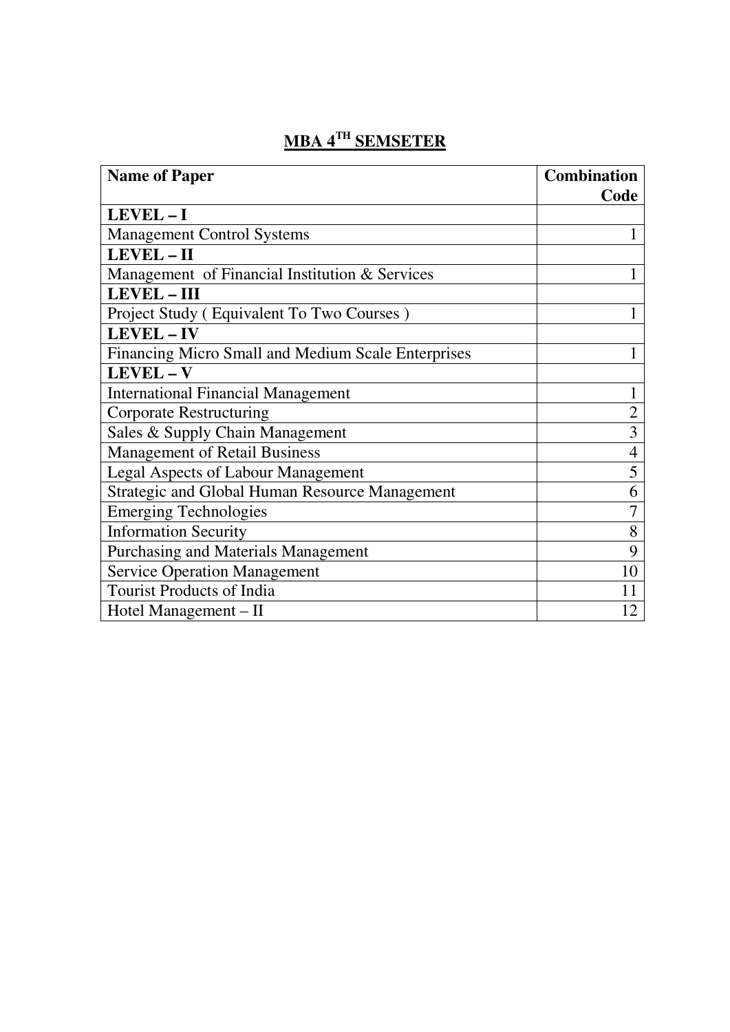# MBA 4TH SEMSETER

| Name of Paper | Combination Code |
|---|---|
| **LEVEL – I** | |
| Management Control Systems | 1 |
| **LEVEL – II** | |
| Management of Financial Institution & Services | 1 |
| **LEVEL – III** | |
| Project Study ( Equivalent To Two Courses ) | 1 |
| **LEVEL – IV** | |
| Financing Micro Small and Medium Scale Enterprises | 1 |
| **LEVEL – V** | |
| International Financial Management | 1 |
| Corporate Restructuring | 2 |
| Sales & Supply Chain Management | 3 |
| Management of Retail Business | 4 |
| Legal Aspects of Labour Management | 5 |
| Strategic and Global Human Resource Management | 6 |
| Emerging Technologies | 7 |
| Information Security | 8 |
| Purchasing and Materials Management | 9 |
| Service Operation Management | 10 |
| Tourist Products of India | 11 |
| Hotel Management – II | 12 |